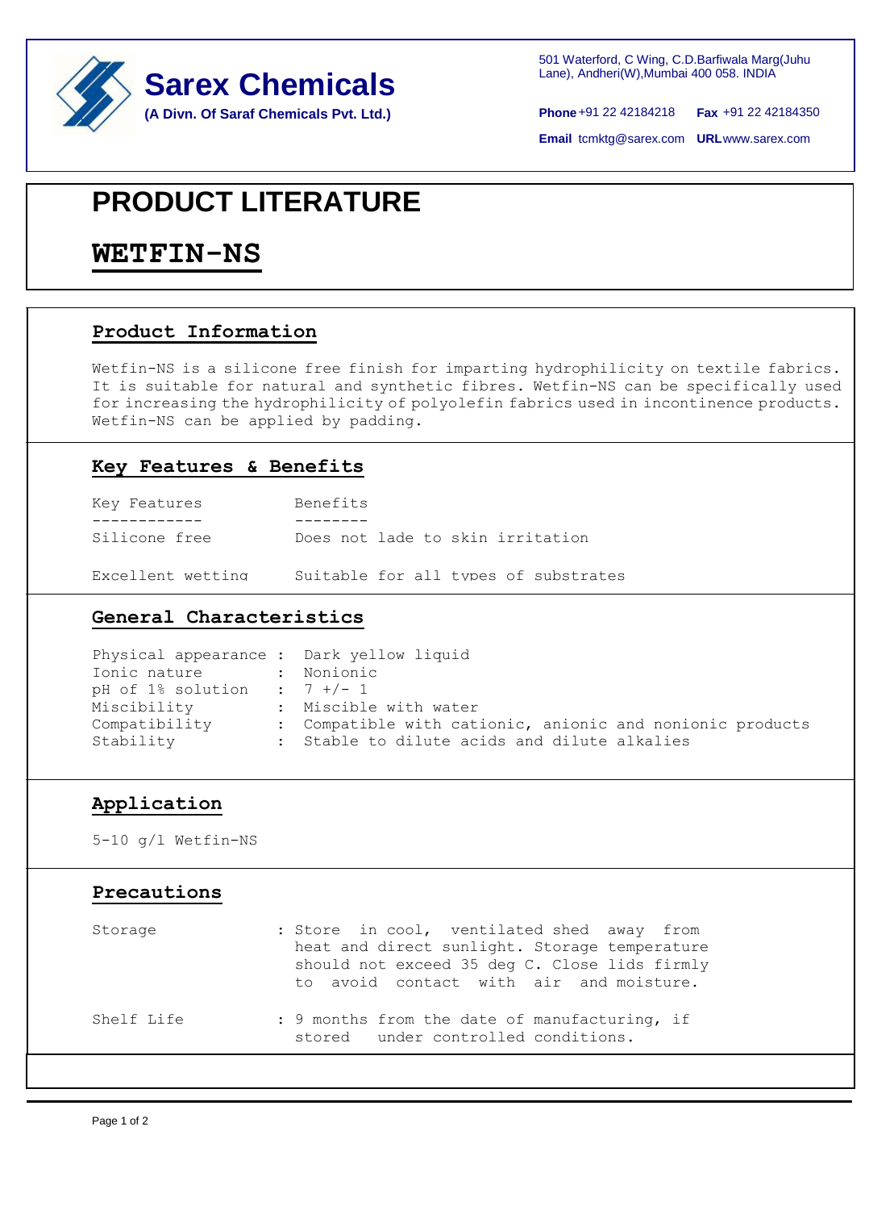**Sarex Chemicals**
**(A Divn. Of Saraf Chemicals Pvt. Ltd.)**

501 Waterford, C Wing, C.D.Barfiwala Marg(Juhu Lane), Andheri(W),Mumbai 400 058. INDIA

**Phone** +91 22 42184218 **Fax** +91 22 42184350

**Email** tcmktg@sarex.com **URL** www.sarex.com

# PRODUCT LITERATURE

# WETFIN-NS

## Product Information

Wetfin-NS is a silicone free finish for imparting hydrophilicity on textile fabrics. It is suitable for natural and synthetic fibres. Wetfin-NS can be specifically used for increasing the hydrophilicity of polyolefin fabrics used in incontinence products. Wetfin-NS can be applied by padding.

## Key Features & Benefits

| Key Features | Benefits |
| --- | --- |
| Silicone free | Does not lade to skin irritation |
| Excellent wetting | Suitable for all types of substrates |

## General Characteristics

| | |
| --- | --- |
| Physical appearance | Dark yellow liquid |
| Ionic nature | Nonionic |
| pH of 1% solution | 7 +/- 1 |
| Miscibility | Miscible with water |
| Compatibility | Compatible with cationic, anionic and nonionic products |
| Stability | Stable to dilute acids and dilute alkalies |

## Application

5-10 g/l Wetfin-NS

## Precautions

| | |
| --- | --- |
| Storage | Store in cool, ventilated shed away from heat and direct sunlight. Storage temperature should not exceed 35 deg C. Close lids firmly to avoid contact with air and moisture. |
| Shelf Life | 9 months from the date of manufacturing, if stored under controlled conditions. |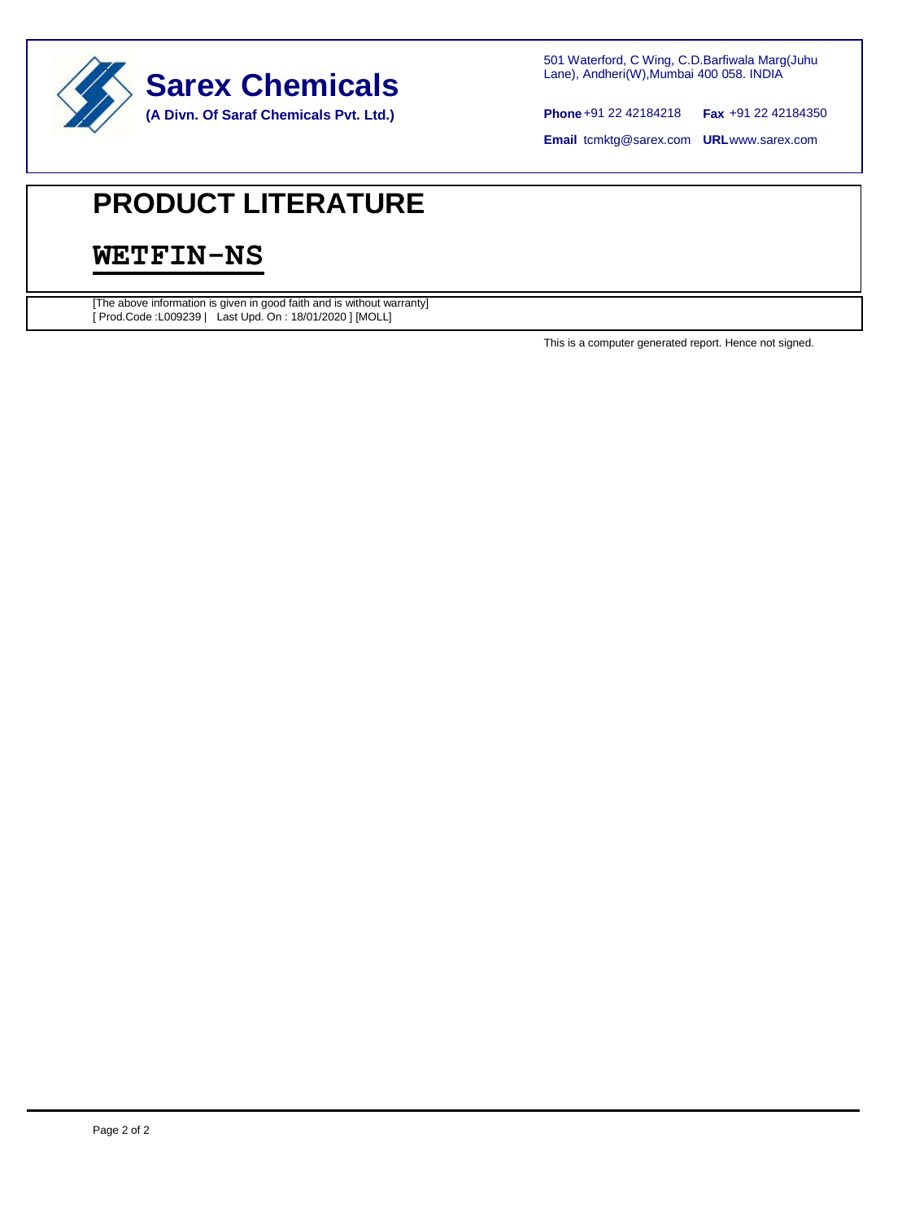**Sarex Chemicals**

**(A Divn. Of Saraf Chemicals Pvt. Ltd.)**

501 Waterford, C Wing, C.D.Barfiwala Marg(Juhu Lane), Andheri(W),Mumbai 400 058. INDIA

**Phone** +91 22 42184218 **Fax** +91 22 42184350

**Email** tcmktg@sarex.com **URL** www.sarex.com

# PRODUCT LITERATURE

## WETFIN-NS

[The above information is given in good faith and is without warranty]
[ Prod.Code :L009239 | Last Upd. On : 18/01/2020 ] [MOLL]

This is a computer generated report. Hence not signed.